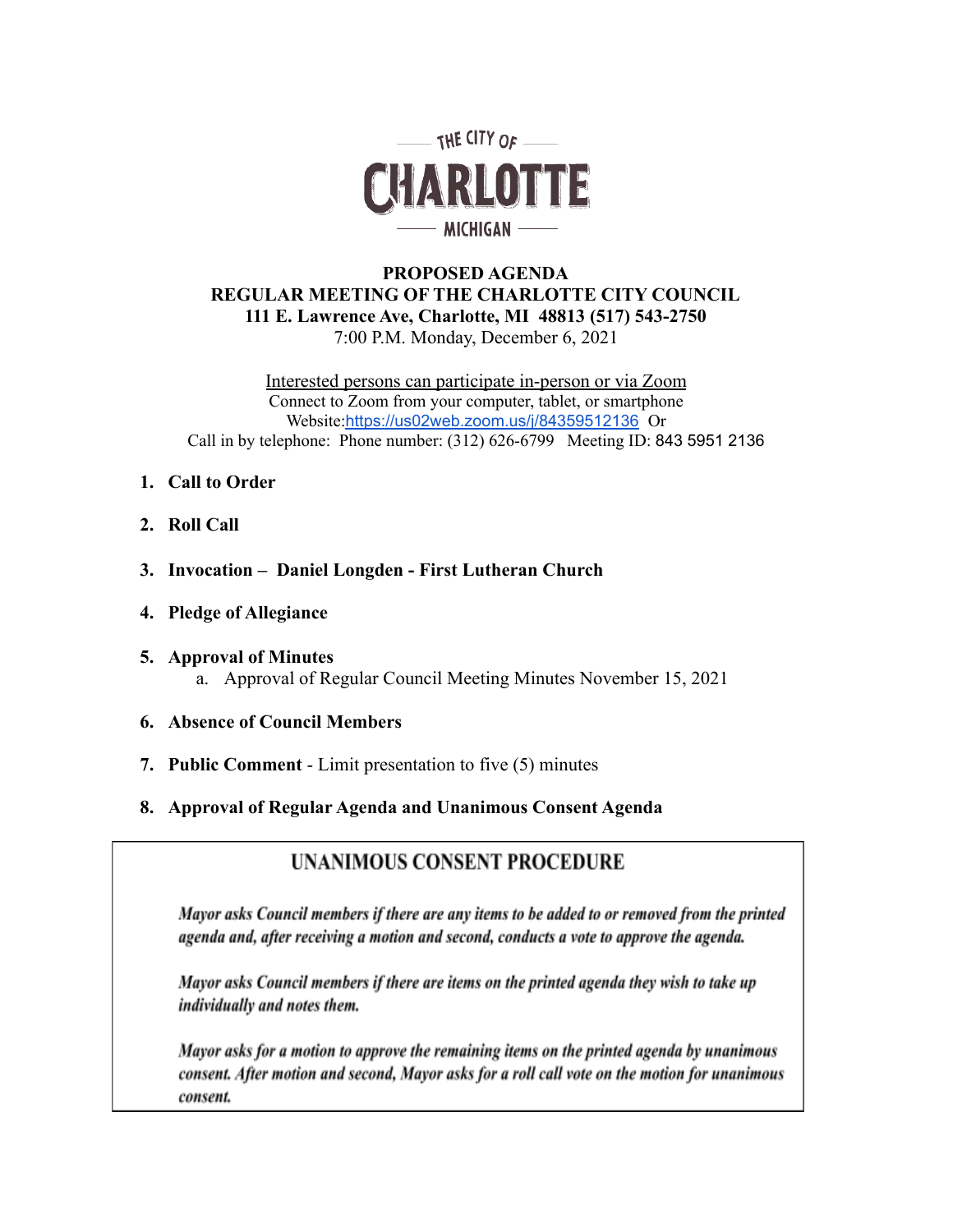THE CITY OF

# CHARLOTTE

MICHIGAN

**PROPOSED AGENDA**
**REGULAR MEETING OF THE CHARLOTTE CITY COUNCIL**
**111 E. Lawrence Ave, Charlotte, MI 48813 (517) 543-2750**
7:00 P.M. Monday, December 6, 2021

Interested persons can participate in-person or via Zoom
Connect to Zoom from your computer, tablet, or smartphone
Website:https://us02web.zoom.us/j/84359512136 Or
Call in by telephone: Phone number: (312) 626-6799 Meeting ID: 843 5951 2136

1. **Call to Order**

2. **Roll Call**

3. **Invocation – Daniel Longden - First Lutheran Church**

4. **Pledge of Allegiance**

5. **Approval of Minutes**
   a. Approval of Regular Council Meeting Minutes November 15, 2021

6. **Absence of Council Members**

7. **Public Comment** - Limit presentation to five (5) minutes

8. **Approval of Regular Agenda and Unanimous Consent Agenda**

## UNANIMOUS CONSENT PROCEDURE

*Mayor asks Council members if there are any items to be added to or removed from the printed agenda and, after receiving a motion and second, conducts a vote to approve the agenda.*

*Mayor asks Council members if there are items on the printed agenda they wish to take up individually and notes them.*

*Mayor asks for a motion to approve the remaining items on the printed agenda by unanimous consent. After motion and second, Mayor asks for a roll call vote on the motion for unanimous consent.*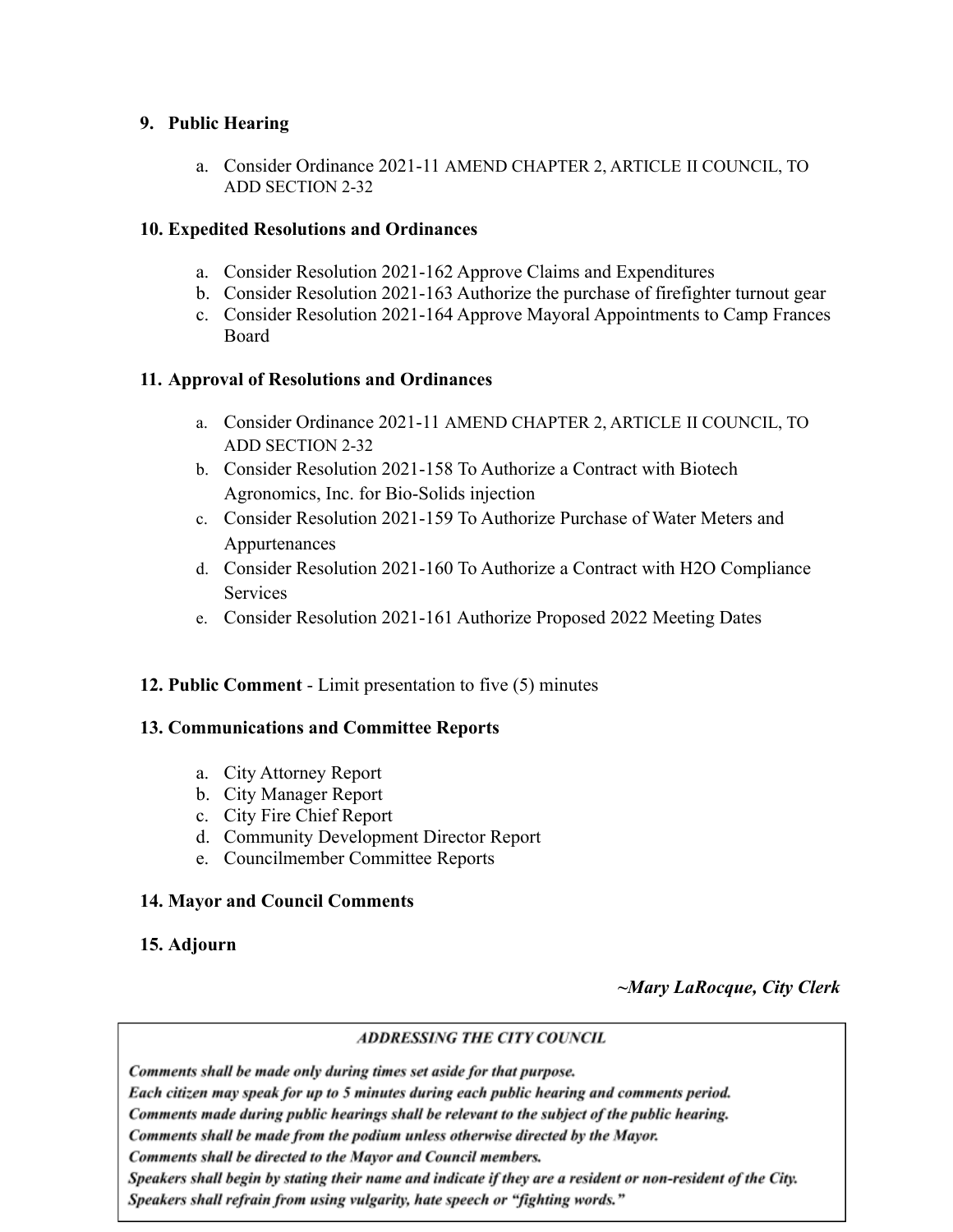**9. Public Hearing**

a. Consider Ordinance 2021-11 AMEND CHAPTER 2, ARTICLE II COUNCIL, TO ADD SECTION 2-32

**10. Expedited Resolutions and Ordinances**

a. Consider Resolution 2021-162 Approve Claims and Expenditures
b. Consider Resolution 2021-163 Authorize the purchase of firefighter turnout gear
c. Consider Resolution 2021-164 Approve Mayoral Appointments to Camp Frances Board

**11. Approval of Resolutions and Ordinances**

a. Consider Ordinance 2021-11 AMEND CHAPTER 2, ARTICLE II COUNCIL, TO ADD SECTION 2-32
b. Consider Resolution 2021-158 To Authorize a Contract with Biotech Agronomics, Inc. for Bio-Solids injection
c. Consider Resolution 2021-159 To Authorize Purchase of Water Meters and Appurtenances
d. Consider Resolution 2021-160 To Authorize a Contract with H2O Compliance Services
e. Consider Resolution 2021-161 Authorize Proposed 2022 Meeting Dates

**12. Public Comment** - Limit presentation to five (5) minutes

**13. Communications and Committee Reports**

a. City Attorney Report
b. City Manager Report
c. City Fire Chief Report
d. Community Development Director Report
e. Councilmember Committee Reports

**14. Mayor and Council Comments**

**15. Adjourn**

***~Mary LaRocque, City Clerk***

***ADDRESSING THE CITY COUNCIL***

***Comments shall be made only during times set aside for that purpose.***
***Each citizen may speak for up to 5 minutes during each public hearing and comments period.***
***Comments made during public hearings shall be relevant to the subject of the public hearing.***
***Comments shall be made from the podium unless otherwise directed by the Mayor.***
***Comments shall be directed to the Mayor and Council members.***
***Speakers shall begin by stating their name and indicate if they are a resident or non-resident of the City.***
***Speakers shall refrain from using vulgarity, hate speech or "fighting words."***